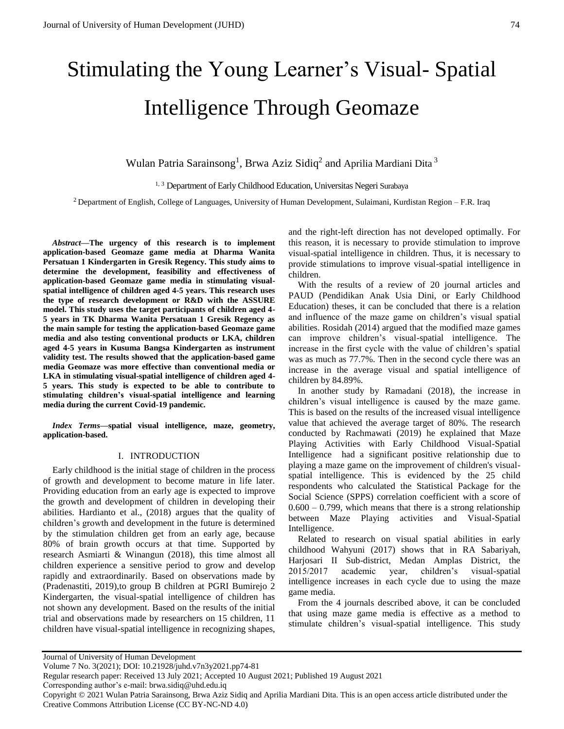# Stimulating the Young Learner's Visual- Spatial Intelligence Through Geomaze

Wulan Patria Sarainsong[1], Brwa Aziz Sidiq[2] and Aprilia Mardiani Dita [3]

[1, 3] Department of Early Childhood Education, Universitas Negeri Surabaya

[2] Department of English, College of Languages, University of Human Development, Sulaimani, Kurdistan Region – F.R. Iraq

***Abstract*—The urgency of this research is to implement application-based Geomaze game media at Dharma Wanita Persatuan 1 Kindergarten in Gresik Regency. This study aims to determine the development, feasibility and effectiveness of application-based Geomaze game media in stimulating visual-spatial intelligence of children aged 4-5 years. This research uses the type of research development or R&D with the ASSURE model. This study uses the target participants of children aged 4-5 years in TK Dharma Wanita Persatuan 1 Gresik Regency as the main sample for testing the application-based Geomaze game media and also testing conventional products or LKA, children aged 4-5 years in Kusuma Bangsa Kindergarten as instrument validity test. The results showed that the application-based game media Geomaze was more effective than conventional media or LKA in stimulating visual-spatial intelligence of children aged 4-5 years. This study is expected to be able to contribute to stimulating children's visual-spatial intelligence and learning media during the current Covid-19 pandemic.**

***Index Terms*—spatial visual intelligence, maze, geometry, application-based.**

## I. INTRODUCTION

Early childhood is the initial stage of children in the process of growth and development to become mature in life later. Providing education from an early age is expected to improve the growth and development of children in developing their abilities. Hardianto et al., (2018) argues that the quality of children's growth and development in the future is determined by the stimulation children get from an early age, because 80% of brain growth occurs at that time. Supported by research Asmiarti & Winangun (2018), this time almost all children experience a sensitive period to grow and develop rapidly and extraordinarily. Based on observations made by (Pradenastiti, 2019),to group B children at PGRI Bumirejo 2 Kindergarten, the visual-spatial intelligence of children has not shown any development. Based on the results of the initial trial and observations made by researchers on 15 children, 11 children have visual-spatial intelligence in recognizing shapes, and the right-left direction has not developed optimally. For this reason, it is necessary to provide stimulation to improve visual-spatial intelligence in children. Thus, it is necessary to provide stimulations to improve visual-spatial intelligence in children.

With the results of a review of 20 journal articles and PAUD (Pendidikan Anak Usia Dini, or Early Childhood Education) theses, it can be concluded that there is a relation and influence of the maze game on children's visual spatial abilities. Rosidah (2014) argued that the modified maze games can improve children's visual-spatial intelligence. The increase in the first cycle with the value of children's spatial was as much as 77.7%. Then in the second cycle there was an increase in the average visual and spatial intelligence of children by 84.89%.

In another study by Ramadani (2018), the increase in children's visual intelligence is caused by the maze game. This is based on the results of the increased visual intelligence value that achieved the average target of 80%. The research conducted by Rachmawati (2019) he explained that Maze Playing Activities with Early Childhood Visual-Spatial Intelligence had a significant positive relationship due to playing a maze game on the improvement of children's visual-spatial intelligence. This is evidenced by the 25 child respondents who calculated the Statistical Package for the Social Science (SPPS) correlation coefficient with a score of 0.600 – 0.799, which means that there is a strong relationship between Maze Playing activities and Visual-Spatial Intelligence.

Related to research on visual spatial abilities in early childhood Wahyuni (2017) shows that in RA Sabariyah, Harjosari II Sub-district, Medan Amplas District, the 2015/2017 academic year, children's visual-spatial intelligence increases in each cycle due to using the maze game media.

From the 4 journals described above, it can be concluded that using maze game media is effective as a method to stimulate children's visual-spatial intelligence. This study

Journal of University of Human Development
Volume 7 No. 3(2021); DOI: 10.21928/juhd.v7n3y2021.pp74-81
Regular research paper: Received 13 July 2021; Accepted 10 August 2021; Published 19 August 2021
Corresponding author's e-mail: brwa.sidiq@uhd.edu.iq
Copyright © 2021 Wulan Patria Sarainsong, Brwa Aziz Sidiq and Aprilia Mardiani Dita. This is an open access article distributed under the Creative Commons Attribution License (CC BY-NC-ND 4.0)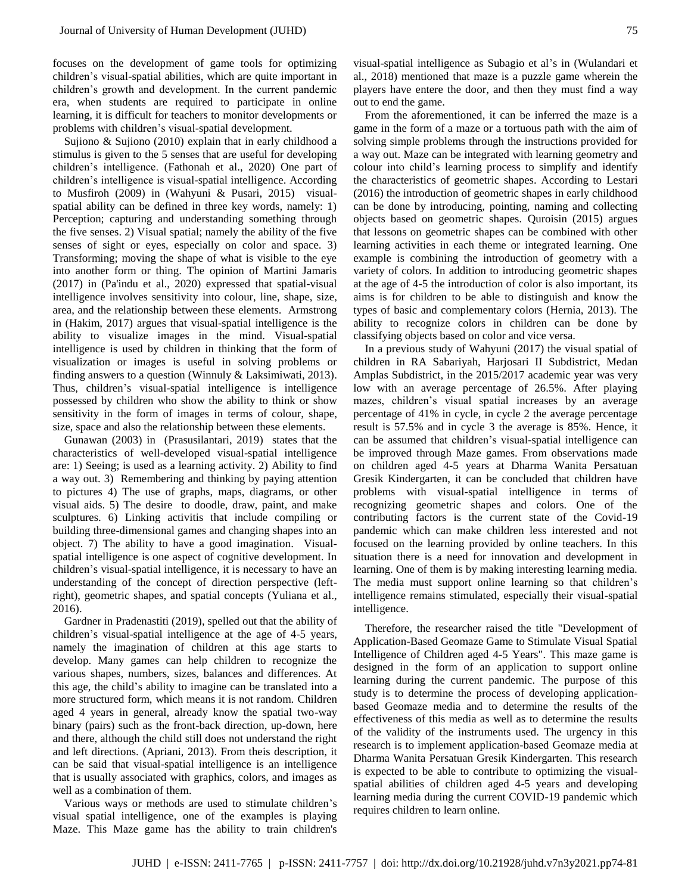focuses on the development of game tools for optimizing children's visual-spatial abilities, which are quite important in children's growth and development. In the current pandemic era, when students are required to participate in online learning, it is difficult for teachers to monitor developments or problems with children's visual-spatial development.

Sujiono & Sujiono (2010) explain that in early childhood a stimulus is given to the 5 senses that are useful for developing children's intelligence. (Fathonah et al., 2020) One part of children's intelligence is visual-spatial intelligence. According to Musfiroh (2009) in (Wahyuni & Pusari, 2015) visual-spatial ability can be defined in three key words, namely: 1) Perception; capturing and understanding something through the five senses. 2) Visual spatial; namely the ability of the five senses of sight or eyes, especially on color and space. 3) Transforming; moving the shape of what is visible to the eye into another form or thing. The opinion of Martini Jamaris (2017) in (Pa'indu et al., 2020) expressed that spatial-visual intelligence involves sensitivity into colour, line, shape, size, area, and the relationship between these elements. Armstrong in (Hakim, 2017) argues that visual-spatial intelligence is the ability to visualize images in the mind. Visual-spatial intelligence is used by children in thinking that the form of visualization or images is useful in solving problems or finding answers to a question (Winnuly & Laksimiwati, 2013). Thus, children's visual-spatial intelligence is intelligence possessed by children who show the ability to think or show sensitivity in the form of images in terms of colour, shape, size, space and also the relationship between these elements.

Gunawan (2003) in (Prasusilantari, 2019) states that the characteristics of well-developed visual-spatial intelligence are: 1) Seeing; is used as a learning activity. 2) Ability to find a way out. 3) Remembering and thinking by paying attention to pictures 4) The use of graphs, maps, diagrams, or other visual aids. 5) The desire to doodle, draw, paint, and make sculptures. 6) Linking activitis that include compiling or building three-dimensional games and changing shapes into an object. 7) The ability to have a good imagination. Visual-spatial intelligence is one aspect of cognitive development. In children's visual-spatial intelligence, it is necessary to have an understanding of the concept of direction perspective (left-right), geometric shapes, and spatial concepts (Yuliana et al., 2016).

Gardner in Pradenastiti (2019), spelled out that the ability of children's visual-spatial intelligence at the age of 4-5 years, namely the imagination of children at this age starts to develop. Many games can help children to recognize the various shapes, numbers, sizes, balances and differences. At this age, the child's ability to imagine can be translated into a more structured form, which means it is not random. Children aged 4 years in general, already know the spatial two-way binary (pairs) such as the front-back direction, up-down, here and there, although the child still does not understand the right and left directions. (Apriani, 2013). From theis description, it can be said that visual-spatial intelligence is an intelligence that is usually associated with graphics, colors, and images as well as a combination of them.

Various ways or methods are used to stimulate children's visual spatial intelligence, one of the examples is playing Maze. This Maze game has the ability to train children's visual-spatial intelligence as Subagio et al's in (Wulandari et al., 2018) mentioned that maze is a puzzle game wherein the players have entere the door, and then they must find a way out to end the game.

From the aforementioned, it can be inferred the maze is a game in the form of a maze or a tortuous path with the aim of solving simple problems through the instructions provided for a way out. Maze can be integrated with learning geometry and colour into child's learning process to simplify and identify the characteristics of geometric shapes. According to Lestari (2016) the introduction of geometric shapes in early childhood can be done by introducing, pointing, naming and collecting objects based on geometric shapes. Quroisin (2015) argues that lessons on geometric shapes can be combined with other learning activities in each theme or integrated learning. One example is combining the introduction of geometry with a variety of colors. In addition to introducing geometric shapes at the age of 4-5 the introduction of color is also important, its aims is for children to be able to distinguish and know the types of basic and complementary colors (Hernia, 2013). The ability to recognize colors in children can be done by classifying objects based on color and vice versa.

In a previous study of Wahyuni (2017) the visual spatial of children in RA Sabariyah, Harjosari II Subdistrict, Medan Amplas Subdistrict, in the 2015/2017 academic year was very low with an average percentage of 26.5%. After playing mazes, children's visual spatial increases by an average percentage of 41% in cycle, in cycle 2 the average percentage result is 57.5% and in cycle 3 the average is 85%. Hence, it can be assumed that children's visual-spatial intelligence can be improved through Maze games. From observations made on children aged 4-5 years at Dharma Wanita Persatuan Gresik Kindergarten, it can be concluded that children have problems with visual-spatial intelligence in terms of recognizing geometric shapes and colors. One of the contributing factors is the current state of the Covid-19 pandemic which can make children less interested and not focused on the learning provided by online teachers. In this situation there is a need for innovation and development in learning. One of them is by making interesting learning media. The media must support online learning so that children's intelligence remains stimulated, especially their visual-spatial intelligence.

Therefore, the researcher raised the title "Development of Application-Based Geomaze Game to Stimulate Visual Spatial Intelligence of Children aged 4-5 Years". This maze game is designed in the form of an application to support online learning during the current pandemic. The purpose of this study is to determine the process of developing application-based Geomaze media and to determine the results of the effectiveness of this media as well as to determine the results of the validity of the instruments used. The urgency in this research is to implement application-based Geomaze media at Dharma Wanita Persatuan Gresik Kindergarten. This research is expected to be able to contribute to optimizing the visual-spatial abilities of children aged 4-5 years and developing learning media during the current COVID-19 pandemic which requires children to learn online.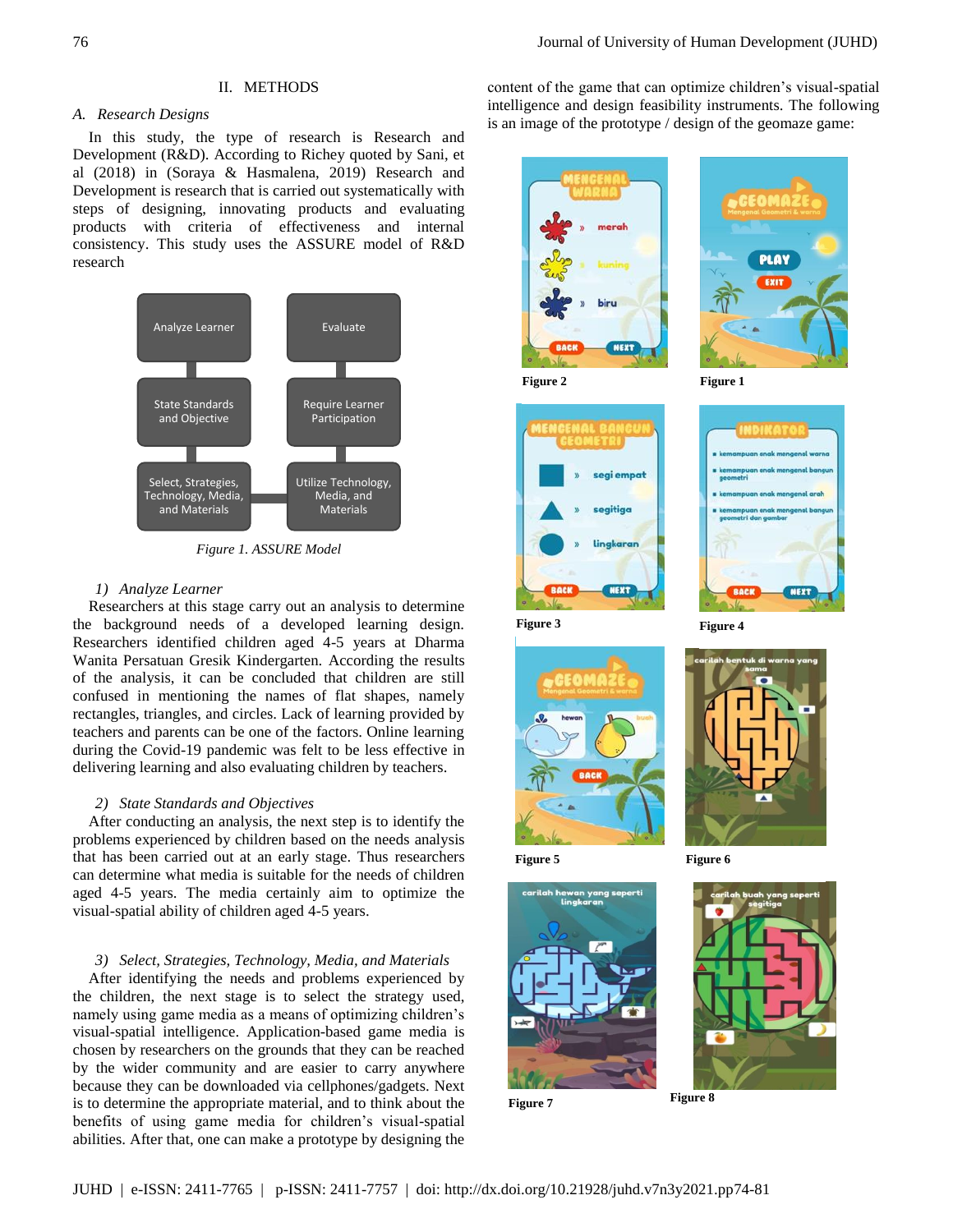## II. METHODS

### *A. Research Designs*

In this study, the type of research is Research and Development (R&D). According to Richey quoted by Sani, et al (2018) in (Soraya & Hasmalena, 2019) Research and Development is research that is carried out systematically with steps of designing, innovating products and evaluating products with criteria of effectiveness and internal consistency. This study uses the ASSURE model of R&D research

*Figure 1. ASSURE Model*

#### *1) Analyze Learner*

Researchers at this stage carry out an analysis to determine the background needs of a developed learning design. Researchers identified children aged 4-5 years at Dharma Wanita Persatuan Gresik Kindergarten. According the results of the analysis, it can be concluded that children are still confused in mentioning the names of flat shapes, namely rectangles, triangles, and circles. Lack of learning provided by teachers and parents can be one of the factors. Online learning during the Covid-19 pandemic was felt to be less effective in delivering learning and also evaluating children by teachers.

#### *2) State Standards and Objectives*

After conducting an analysis, the next step is to identify the problems experienced by children based on the needs analysis that has been carried out at an early stage. Thus researchers can determine what media is suitable for the needs of children aged 4-5 years. The media certainly aim to optimize the visual-spatial ability of children aged 4-5 years.

#### *3) Select, Strategies, Technology, Media, and Materials*

After identifying the needs and problems experienced by the children, the next stage is to select the strategy used, namely using game media as a means of optimizing children's visual-spatial intelligence. Application-based game media is chosen by researchers on the grounds that they can be reached by the wider community and are easier to carry anywhere because they can be downloaded via cellphones/gadgets. Next is to determine the appropriate material, and to think about the benefits of using game media for children's visual-spatial abilities. After that, one can make a prototype by designing the content of the game that can optimize children's visual-spatial intelligence and design feasibility instruments. The following is an image of the prototype / design of the geomaze game:

**Figure 2**

**Figure 1**

**Figure 3**

**Figure 4**

**Figure 5**

**Figure 6**

**Figure 7**

**Figure 8**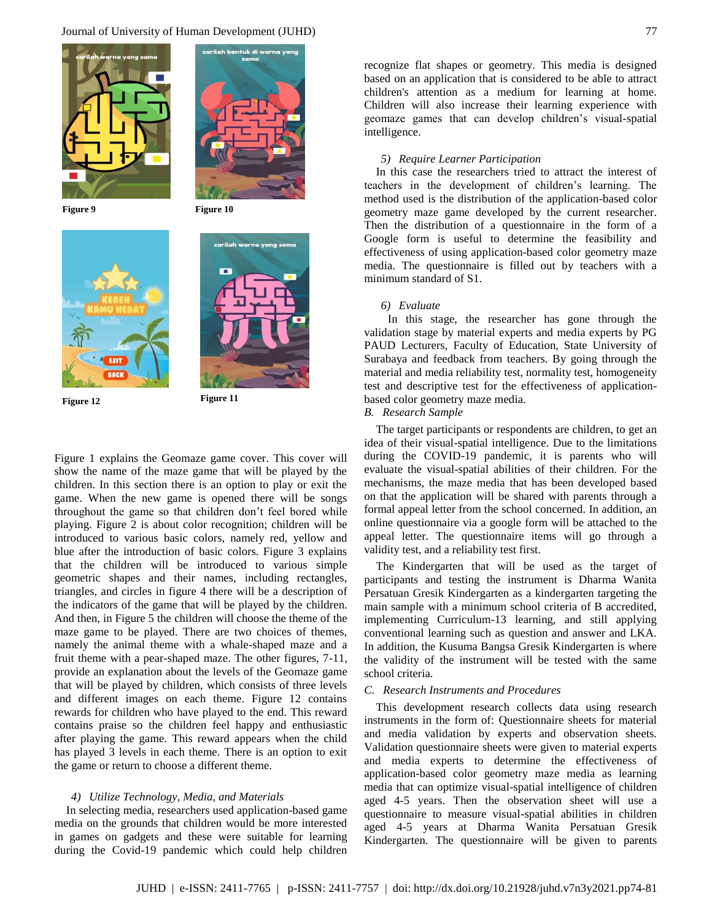Figure 9

Figure 10

Figure 12

Figure 11

Figure 1 explains the Geomaze game cover. This cover will show the name of the maze game that will be played by the children. In this section there is an option to play or exit the game. When the new game is opened there will be songs throughout the game so that children don't feel bored while playing. Figure 2 is about color recognition; children will be introduced to various basic colors, namely red, yellow and blue after the introduction of basic colors. Figure 3 explains that the children will be introduced to various simple geometric shapes and their names, including rectangles, triangles, and circles in figure 4 there will be a description of the indicators of the game that will be played by the children. And then, in Figure 5 the children will choose the theme of the maze game to be played. There are two choices of themes, namely the animal theme with a whale-shaped maze and a fruit theme with a pear-shaped maze. The other figures, 7-11, provide an explanation about the levels of the Geomaze game that will be played by children, which consists of three levels and different images on each theme. Figure 12 contains rewards for children who have played to the end. This reward contains praise so the children feel happy and enthusiastic after playing the game. This reward appears when the child has played 3 levels in each theme. There is an option to exit the game or return to choose a different theme.

*4) Utilize Technology, Media, and Materials*

In selecting media, researchers used application-based game media on the grounds that children would be more interested in games on gadgets and these were suitable for learning during the Covid-19 pandemic which could help children recognize flat shapes or geometry. This media is designed based on an application that is considered to be able to attract children's attention as a medium for learning at home. Children will also increase their learning experience with geomaze games that can develop children's visual-spatial intelligence.

*5) Require Learner Participation*

In this case the researchers tried to attract the interest of teachers in the development of children's learning. The method used is the distribution of the application-based color geometry maze game developed by the current researcher. Then the distribution of a questionnaire in the form of a Google form is useful to determine the feasibility and effectiveness of using application-based color geometry maze media. The questionnaire is filled out by teachers with a minimum standard of S1.

*6) Evaluate*

In this stage, the researcher has gone through the validation stage by material experts and media experts by PG PAUD Lecturers, Faculty of Education, State University of Surabaya and feedback from teachers. By going through the material and media reliability test, normality test, homogeneity test and descriptive test for the effectiveness of application-based color geometry maze media.

### *B. Research Sample*

The target participants or respondents are children, to get an idea of their visual-spatial intelligence. Due to the limitations during the COVID-19 pandemic, it is parents who will evaluate the visual-spatial abilities of their children. For the mechanisms, the maze media that has been developed based on that the application will be shared with parents through a formal appeal letter from the school concerned. In addition, an online questionnaire via a google form will be attached to the appeal letter. The questionnaire items will go through a validity test, and a reliability test first.

The Kindergarten that will be used as the target of participants and testing the instrument is Dharma Wanita Persatuan Gresik Kindergarten as a kindergarten targeting the main sample with a minimum school criteria of B accredited, implementing Curriculum-13 learning, and still applying conventional learning such as question and answer and LKA. In addition, the Kusuma Bangsa Gresik Kindergarten is where the validity of the instrument will be tested with the same school criteria.

### *C. Research Instruments and Procedures*

This development research collects data using research instruments in the form of: Questionnaire sheets for material and media validation by experts and observation sheets. Validation questionnaire sheets were given to material experts and media experts to determine the effectiveness of application-based color geometry maze media as learning media that can optimize visual-spatial intelligence of children aged 4-5 years. Then the observation sheet will use a questionnaire to measure visual-spatial abilities in children aged 4-5 years at Dharma Wanita Persatuan Gresik Kindergarten. The questionnaire will be given to parents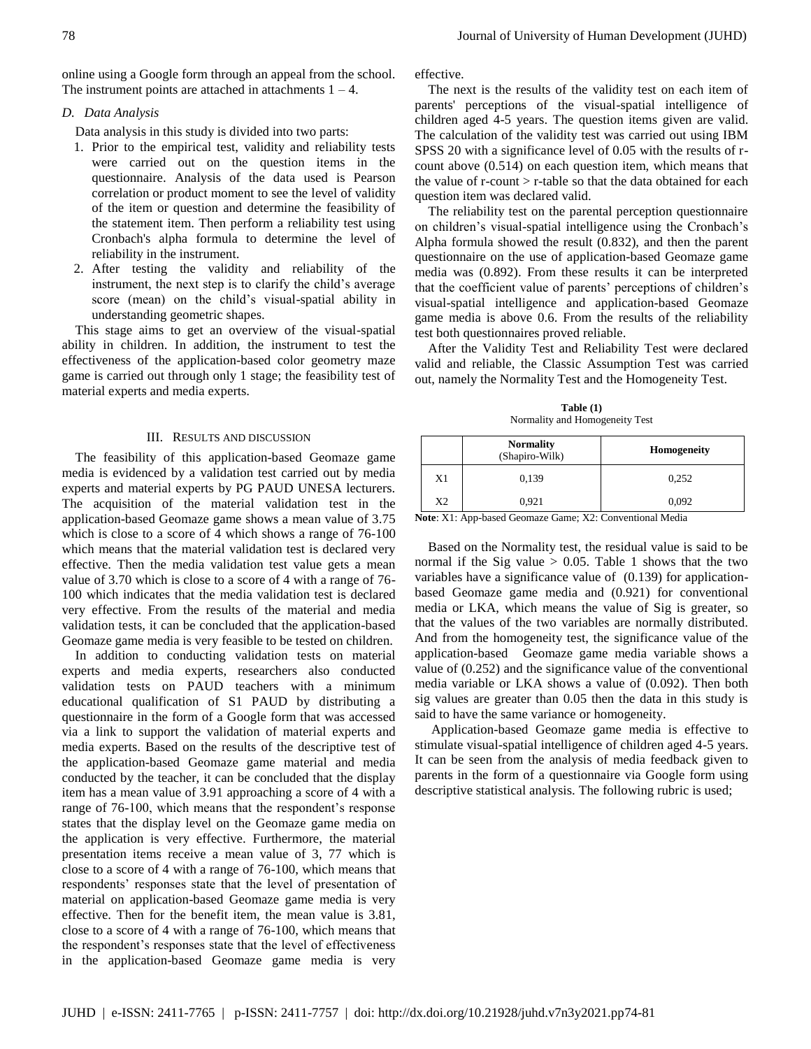online using a Google form through an appeal from the school. The instrument points are attached in attachments 1 – 4.

### *D. Data Analysis*

Data analysis in this study is divided into two parts:

1. Prior to the empirical test, validity and reliability tests were carried out on the question items in the questionnaire. Analysis of the data used is Pearson correlation or product moment to see the level of validity of the item or question and determine the feasibility of the statement item. Then perform a reliability test using Cronbach's alpha formula to determine the level of reliability in the instrument.
2. After testing the validity and reliability of the instrument, the next step is to clarify the child's average score (mean) on the child's visual-spatial ability in understanding geometric shapes.

This stage aims to get an overview of the visual-spatial ability in children. In addition, the instrument to test the effectiveness of the application-based color geometry maze game is carried out through only 1 stage; the feasibility test of material experts and media experts.

## III. Results and Discussion

The feasibility of this application-based Geomaze game media is evidenced by a validation test carried out by media experts and material experts by PG PAUD UNESA lecturers. The acquisition of the material validation test in the application-based Geomaze game shows a mean value of 3.75 which is close to a score of 4 which shows a range of 76-100 which means that the material validation test is declared very effective. Then the media validation test value gets a mean value of 3.70 which is close to a score of 4 with a range of 76-100 which indicates that the media validation test is declared very effective. From the results of the material and media validation tests, it can be concluded that the application-based Geomaze game media is very feasible to be tested on children.

In addition to conducting validation tests on material experts and media experts, researchers also conducted validation tests on PAUD teachers with a minimum educational qualification of S1 PAUD by distributing a questionnaire in the form of a Google form that was accessed via a link to support the validation of material experts and media experts. Based on the results of the descriptive test of the application-based Geomaze game material and media conducted by the teacher, it can be concluded that the display item has a mean value of 3.91 approaching a score of 4 with a range of 76-100, which means that the respondent's response states that the display level on the Geomaze game media on the application is very effective. Furthermore, the material presentation items receive a mean value of 3, 77 which is close to a score of 4 with a range of 76-100, which means that respondents' responses state that the level of presentation of material on application-based Geomaze game media is very effective. Then for the benefit item, the mean value is 3.81, close to a score of 4 with a range of 76-100, which means that the respondent's responses state that the level of effectiveness in the application-based Geomaze game media is very effective.

The next is the results of the validity test on each item of parents' perceptions of the visual-spatial intelligence of children aged 4-5 years. The question items given are valid. The calculation of the validity test was carried out using IBM SPSS 20 with a significance level of 0.05 with the results of r-count above (0.514) on each question item, which means that the value of r-count > r-table so that the data obtained for each question item was declared valid.

The reliability test on the parental perception questionnaire on children's visual-spatial intelligence using the Cronbach's Alpha formula showed the result (0.832), and then the parent questionnaire on the use of application-based Geomaze game media was (0.892). From these results it can be interpreted that the coefficient value of parents' perceptions of children's visual-spatial intelligence and application-based Geomaze game media is above 0.6. From the results of the reliability test both questionnaires proved reliable.

After the Validity Test and Reliability Test were declared valid and reliable, the Classic Assumption Test was carried out, namely the Normality Test and the Homogeneity Test.

**Table (1)**
Normality and Homogeneity Test

| | **Normality** (Shapiro-Wilk) | **Homogeneity** |
|---|---|---|
| X1 | 0,139 | 0,252 |
| X2 | 0,921 | 0,092 |

**Note**: X1: App-based Geomaze Game; X2: Conventional Media

Based on the Normality test, the residual value is said to be normal if the Sig value > 0.05. Table 1 shows that the two variables have a significance value of (0.139) for application-based Geomaze game media and (0.921) for conventional media or LKA, which means the value of Sig is greater, so that the values of the two variables are normally distributed. And from the homogeneity test, the significance value of the application-based Geomaze game media variable shows a value of (0.252) and the significance value of the conventional media variable or LKA shows a value of (0.092). Then both sig values are greater than 0.05 then the data in this study is said to have the same variance or homogeneity.

Application-based Geomaze game media is effective to stimulate visual-spatial intelligence of children aged 4-5 years. It can be seen from the analysis of media feedback given to parents in the form of a questionnaire via Google form using descriptive statistical analysis. The following rubric is used;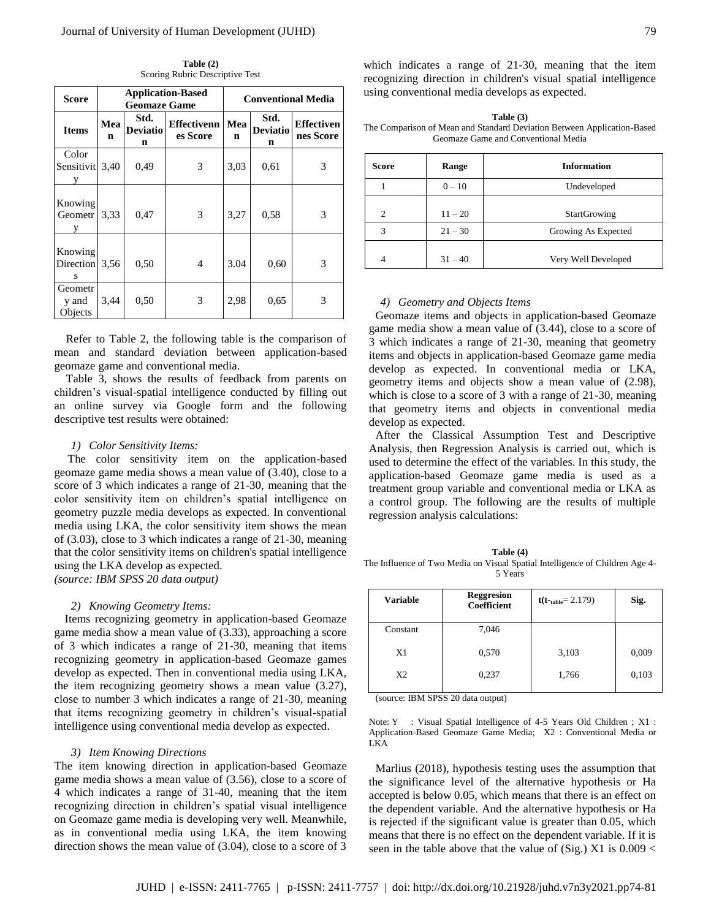**Table (2)**
Scoring Rubric Descriptive Test

| Score | Application-Based Geomaze Game | | | Conventional Media | | |
|---|---|---|---|---|---|---|
| Items | Mean | Std. Deviation | Effectiveness Score | Mean | Std. Deviation | Effectiveness Score |
| Color Sensitivity | 3,40 | 0,49 | 3 | 3,03 | 0,61 | 3 |
| Knowing Geometry | 3,33 | 0,47 | 3 | 3,27 | 0,58 | 3 |
| Knowing Directions | 3,56 | 0,50 | 4 | 3.04 | 0,60 | 3 |
| Geometry and Objects | 3,44 | 0,50 | 3 | 2,98 | 0,65 | 3 |

Refer to Table 2, the following table is the comparison of mean and standard deviation between application-based geomaze game and conventional media.

Table 3, shows the results of feedback from parents on children's visual-spatial intelligence conducted by filling out an online survey via Google form and the following descriptive test results were obtained:

*1) Color Sensitivity Items:*

The color sensitivity item on the application-based geomaze game media shows a mean value of (3.40), close to a score of 3 which indicates a range of 21-30, meaning that the color sensitivity item on children's spatial intelligence on geometry puzzle media develops as expected. In conventional media using LKA, the color sensitivity item shows the mean of (3.03), close to 3 which indicates a range of 21-30, meaning that the color sensitivity items on children's spatial intelligence using the LKA develop as expected.

*(source: IBM SPSS 20 data output)*

*2) Knowing Geometry Items:*

Items recognizing geometry in application-based Geomaze game media show a mean value of (3.33), approaching a score of 3 which indicates a range of 21-30, meaning that items recognizing geometry in application-based Geomaze games develop as expected. Then in conventional media using LKA, the item recognizing geometry shows a mean value (3.27), close to number 3 which indicates a range of 21-30, meaning that items recognizing geometry in children's visual-spatial intelligence using conventional media develop as expected.

*3) Item Knowing Directions*

The item knowing direction in application-based Geomaze game media shows a mean value of (3.56), close to a score of 4 which indicates a range of 31-40, meaning that the item recognizing direction in children's spatial visual intelligence on Geomaze game media is developing very well. Meanwhile, as in conventional media using LKA, the item knowing direction shows the mean value of (3.04), close to a score of 3 which indicates a range of 21-30, meaning that the item recognizing direction in children's visual spatial intelligence using conventional media develops as expected.

**Table (3)**
The Comparison of Mean and Standard Deviation Between Application-Based Geomaze Game and Conventional Media

| Score | Range | Information |
|---|---|---|
| 1 | 0 – 10 | Undeveloped |
| 2 | 11 – 20 | StartGrowing |
| 3 | 21 – 30 | Growing As Expected |
| 4 | 31 – 40 | Very Well Developed |

*4) Geometry and Objects Items*

Geomaze items and objects in application-based Geomaze game media show a mean value of (3.44), close to a score of 3 which indicates a range of 21-30, meaning that geometry items and objects in application-based Geomaze game media develop as expected. In conventional media or LKA, geometry items and objects show a mean value of (2.98), which is close to a score of 3 with a range of 21-30, meaning that geometry items and objects in conventional media develop as expected.

After the Classical Assumption Test and Descriptive Analysis, then Regression Analysis is carried out, which is used to determine the effect of the variables. In this study, the application-based Geomaze game media is used as a treatment group variable and conventional media or LKA as a control group. The following are the results of multiple regression analysis calculations:

**Table (4)**
The Influence of Two Media on Visual Spatial Intelligence of Children Age 4-5 Years

| Variable | Reggresion Coefficient | t($t_{table}$= 2.179) | Sig. |
|---|---|---|---|
| Constant | 7,046 | | |
| X1 | 0,570 | 3,103 | 0,009 |
| X2 | 0,237 | 1,766 | 0,103 |

(source: IBM SPSS 20 data output)

Note: Y : Visual Spatial Intelligence of 4-5 Years Old Children ; X1 : Application-Based Geomaze Game Media; X2 : Conventional Media or LKA

Marlius (2018), hypothesis testing uses the assumption that the significance level of the alternative hypothesis or Ha accepted is below 0.05, which means that there is an effect on the dependent variable. And the alternative hypothesis or Ha is rejected if the significant value is greater than 0.05, which means that there is no effect on the dependent variable. If it is seen in the table above that the value of (Sig.) X1 is 0.009 <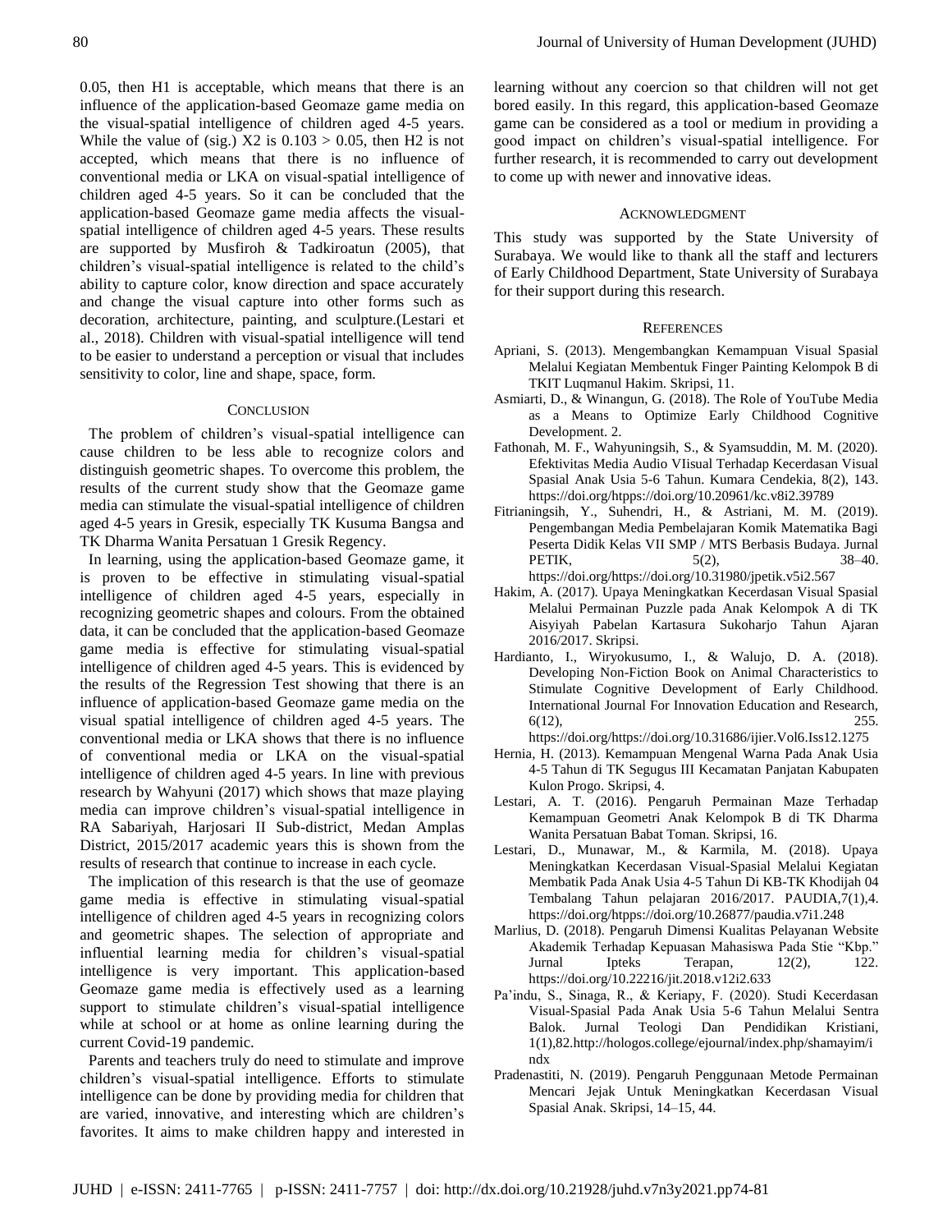0.05, then H1 is acceptable, which means that there is an influence of the application-based Geomaze game media on the visual-spatial intelligence of children aged 4-5 years. While the value of (sig.) X2 is 0.103 > 0.05, then H2 is not accepted, which means that there is no influence of conventional media or LKA on visual-spatial intelligence of children aged 4-5 years. So it can be concluded that the application-based Geomaze game media affects the visual-spatial intelligence of children aged 4-5 years. These results are supported by Musfiroh & Tadkiroatun (2005), that children's visual-spatial intelligence is related to the child's ability to capture color, know direction and space accurately and change the visual capture into other forms such as decoration, architecture, painting, and sculpture.(Lestari et al., 2018). Children with visual-spatial intelligence will tend to be easier to understand a perception or visual that includes sensitivity to color, line and shape, space, form.

## Conclusion

The problem of children's visual-spatial intelligence can cause children to be less able to recognize colors and distinguish geometric shapes. To overcome this problem, the results of the current study show that the Geomaze game media can stimulate the visual-spatial intelligence of children aged 4-5 years in Gresik, especially TK Kusuma Bangsa and TK Dharma Wanita Persatuan 1 Gresik Regency.

In learning, using the application-based Geomaze game, it is proven to be effective in stimulating visual-spatial intelligence of children aged 4-5 years, especially in recognizing geometric shapes and colours. From the obtained data, it can be concluded that the application-based Geomaze game media is effective for stimulating visual-spatial intelligence of children aged 4-5 years. This is evidenced by the results of the Regression Test showing that there is an influence of application-based Geomaze game media on the visual spatial intelligence of children aged 4-5 years. The conventional media or LKA shows that there is no influence of conventional media or LKA on the visual-spatial intelligence of children aged 4-5 years. In line with previous research by Wahyuni (2017) which shows that maze playing media can improve children's visual-spatial intelligence in RA Sabariyah, Harjosari II Sub-district, Medan Amplas District, 2015/2017 academic years this is shown from the results of research that continue to increase in each cycle.

The implication of this research is that the use of geomaze game media is effective in stimulating visual-spatial intelligence of children aged 4-5 years in recognizing colors and geometric shapes. The selection of appropriate and influential learning media for children's visual-spatial intelligence is very important. This application-based Geomaze game media is effectively used as a learning support to stimulate children's visual-spatial intelligence while at school or at home as online learning during the current Covid-19 pandemic.

Parents and teachers truly do need to stimulate and improve children's visual-spatial intelligence. Efforts to stimulate intelligence can be done by providing media for children that are varied, innovative, and interesting which are children's favorites. It aims to make children happy and interested in learning without any coercion so that children will not get bored easily. In this regard, this application-based Geomaze game can be considered as a tool or medium in providing a good impact on children's visual-spatial intelligence. For further research, it is recommended to carry out development to come up with newer and innovative ideas.

## Acknowledgment

This study was supported by the State University of Surabaya. We would like to thank all the staff and lecturers of Early Childhood Department, State University of Surabaya for their support during this research.

## References

Apriani, S. (2013). Mengembangkan Kemampuan Visual Spasial Melalui Kegiatan Membentuk Finger Painting Kelompok B di TKIT Luqmanul Hakim. Skripsi, 11.

Asmiarti, D., & Winangun, G. (2018). The Role of YouTube Media as a Means to Optimize Early Childhood Cognitive Development. 2.

Fathonah, M. F., Wahyuningsih, S., & Syamsuddin, M. M. (2020). Efektivitas Media Audio VIisual Terhadap Kecerdasan Visual Spasial Anak Usia 5-6 Tahun. Kumara Cendekia, 8(2), 143. https://doi.org/htpps://doi.org/10.20961/kc.v8i2.39789

Fitrianingsih, Y., Suhendri, H., & Astriani, M. M. (2019). Pengembangan Media Pembelajaran Komik Matematika Bagi Peserta Didik Kelas VII SMP / MTS Berbasis Budaya. Jurnal PETIK, 5(2), 38–40. https://doi.org/https://doi.org/10.31980/jpetik.v5i2.567

Hakim, A. (2017). Upaya Meningkatkan Kecerdasan Visual Spasial Melalui Permainan Puzzle pada Anak Kelompok A di TK Aisyiyah Pabelan Kartasura Sukoharjo Tahun Ajaran 2016/2017. Skripsi.

Hardianto, I., Wiryokusumo, I., & Walujo, D. A. (2018). Developing Non-Fiction Book on Animal Characteristics to Stimulate Cognitive Development of Early Childhood. International Journal For Innovation Education and Research, 6(12), 255. https://doi.org/https://doi.org/10.31686/ijier.Vol6.Iss12.1275

Hernia, H. (2013). Kemampuan Mengenal Warna Pada Anak Usia 4-5 Tahun di TK Segugus III Kecamatan Panjatan Kabupaten Kulon Progo. Skripsi, 4.

Lestari, A. T. (2016). Pengaruh Permainan Maze Terhadap Kemampuan Geometri Anak Kelompok B di TK Dharma Wanita Persatuan Babat Toman. Skripsi, 16.

Lestari, D., Munawar, M., & Karmila, M. (2018). Upaya Meningkatkan Kecerdasan Visual-Spasial Melalui Kegiatan Membatik Pada Anak Usia 4-5 Tahun Di KB-TK Khodijah 04 Tembalang Tahun pelajaran 2016/2017. PAUDIA,7(1),4. https://doi.org/htpps://doi.org/10.26877/paudia.v7i1.248

Marlius, D. (2018). Pengaruh Dimensi Kualitas Pelayanan Website Akademik Terhadap Kepuasan Mahasiswa Pada Stie "Kbp." Jurnal Ipteks Terapan, 12(2), 122. https://doi.org/10.22216/jit.2018.v12i2.633

Pa'indu, S., Sinaga, R., & Keriapy, F. (2020). Studi Kecerdasan Visual-Spasial Pada Anak Usia 5-6 Tahun Melalui Sentra Balok. Jurnal Teologi Dan Pendidikan Kristiani, 1(1),82.http://hologos.college/ejournal/index.php/shamayim/index

Pradenastiti, N. (2019). Pengaruh Penggunaan Metode Permainan Mencari Jejak Untuk Meningkatkan Kecerdasan Visual Spasial Anak. Skripsi, 14–15, 44.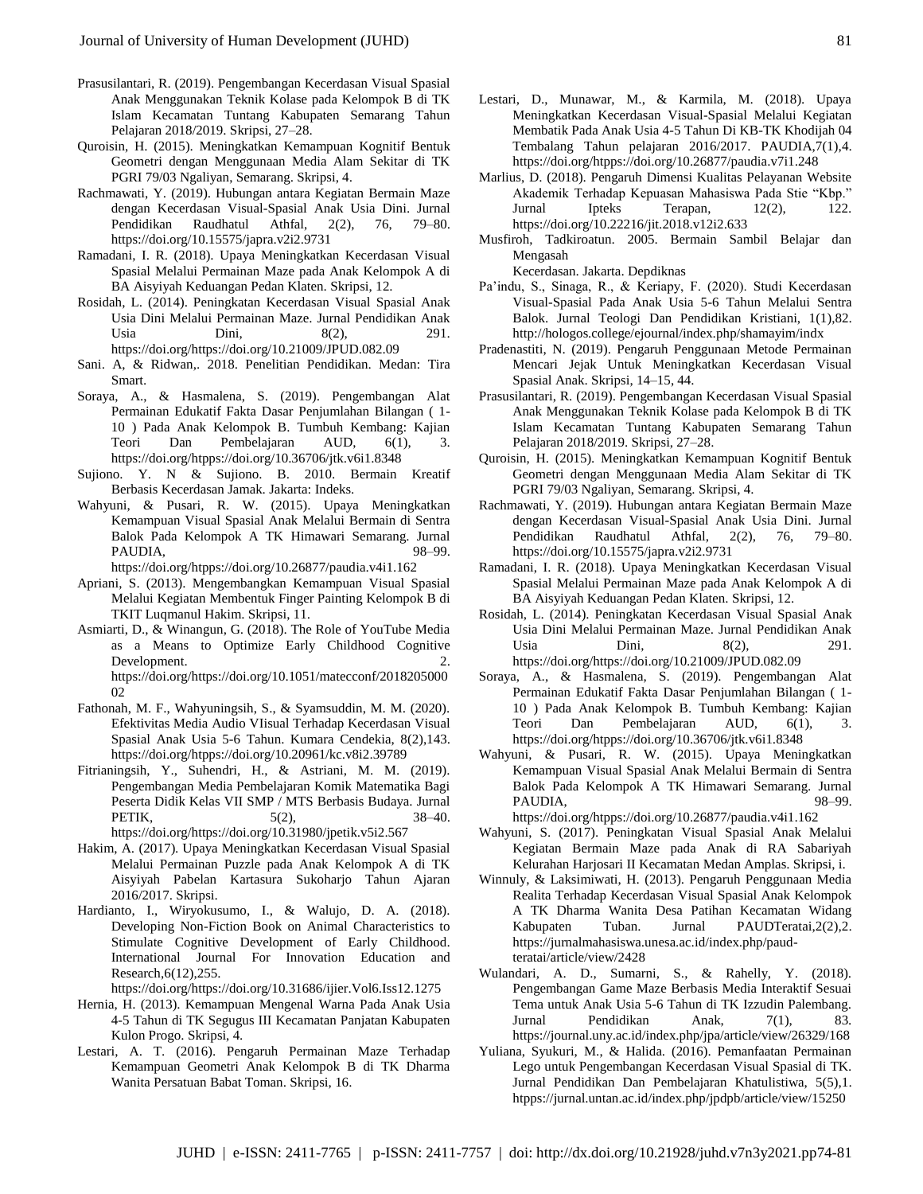Prasusilantari, R. (2019). Pengembangan Kecerdasan Visual Spasial Anak Menggunakan Teknik Kolase pada Kelompok B di TK Islam Kecamatan Tuntang Kabupaten Semarang Tahun Pelajaran 2018/2019. Skripsi, 27–28.

Quroisin, H. (2015). Meningkatkan Kemampuan Kognitif Bentuk Geometri dengan Menggunaan Media Alam Sekitar di TK PGRI 79/03 Ngaliyan, Semarang. Skripsi, 4.

Rachmawati, Y. (2019). Hubungan antara Kegiatan Bermain Maze dengan Kecerdasan Visual-Spasial Anak Usia Dini. Jurnal Pendidikan Raudhatul Athfal, 2(2), 76, 79–80. https://doi.org/10.15575/japra.v2i2.9731

Ramadani, I. R. (2018). Upaya Meningkatkan Kecerdasan Visual Spasial Melalui Permainan Maze pada Anak Kelompok A di BA Aisyiyah Keduangan Pedan Klaten. Skripsi, 12.

Rosidah, L. (2014). Peningkatan Kecerdasan Visual Spasial Anak Usia Dini Melalui Permainan Maze. Jurnal Pendidikan Anak Usia Dini, 8(2), 291. https://doi.org/https://doi.org/10.21009/JPUD.082.09

Sani. A, & Ridwan,. 2018. Penelitian Pendidikan. Medan: Tira Smart.

Soraya, A., & Hasmalena, S. (2019). Pengembangan Alat Permainan Edukatif Fakta Dasar Penjumlahan Bilangan ( 1-10 ) Pada Anak Kelompok B. Tumbuh Kembang: Kajian Teori Dan Pembelajaran AUD, 6(1), 3. https://doi.org/htpps://doi.org/10.36706/jtk.v6i1.8348

Sujiono. Y. N & Sujiono. B. 2010. Bermain Kreatif Berbasis Kecerdasan Jamak. Jakarta: Indeks.

Wahyuni, & Pusari, R. W. (2015). Upaya Meningkatkan Kemampuan Visual Spasial Anak Melalui Bermain di Sentra Balok Pada Kelompok A TK Himawari Semarang. Jurnal PAUDIA, 98–99. https://doi.org/htpps://doi.org/10.26877/paudia.v4i1.162

Apriani, S. (2013). Mengembangkan Kemampuan Visual Spasial Melalui Kegiatan Membentuk Finger Painting Kelompok B di TKIT Luqmanul Hakim. Skripsi, 11.

Asmiarti, D., & Winangun, G. (2018). The Role of YouTube Media as a Means to Optimize Early Childhood Cognitive Development. 2. https://doi.org/https://doi.org/10.1051/matecconf/201820500002

Fathonah, M. F., Wahyuningsih, S., & Syamsuddin, M. M. (2020). Efektivitas Media Audio VIisual Terhadap Kecerdasan Visual Spasial Anak Usia 5-6 Tahun. Kumara Cendekia, 8(2),143. https://doi.org/htpps://doi.org/10.20961/kc.v8i2.39789

Fitrianingsih, Y., Suhendri, H., & Astriani, M. M. (2019). Pengembangan Media Pembelajaran Komik Matematika Bagi Peserta Didik Kelas VII SMP / MTS Berbasis Budaya. Jurnal PETIK, 5(2), 38–40. https://doi.org/https://doi.org/10.31980/jpetik.v5i2.567

Hakim, A. (2017). Upaya Meningkatkan Kecerdasan Visual Spasial Melalui Permainan Puzzle pada Anak Kelompok A di TK Aisyiyah Pabelan Kartasura Sukoharjo Tahun Ajaran 2016/2017. Skripsi.

Hardianto, I., Wiryokusumo, I., & Walujo, D. A. (2018). Developing Non-Fiction Book on Animal Characteristics to Stimulate Cognitive Development of Early Childhood. International Journal For Innovation Education and Research,6(12),255. https://doi.org/https://doi.org/10.31686/ijier.Vol6.Iss12.1275

Hernia, H. (2013). Kemampuan Mengenal Warna Pada Anak Usia 4-5 Tahun di TK Segugus III Kecamatan Panjatan Kabupaten Kulon Progo. Skripsi, 4.

Lestari, A. T. (2016). Pengaruh Permainan Maze Terhadap Kemampuan Geometri Anak Kelompok B di TK Dharma Wanita Persatuan Babat Toman. Skripsi, 16.

Lestari, D., Munawar, M., & Karmila, M. (2018). Upaya Meningkatkan Kecerdasan Visual-Spasial Melalui Kegiatan Membatik Pada Anak Usia 4-5 Tahun Di KB-TK Khodijah 04 Tembalang Tahun pelajaran 2016/2017. PAUDIA,7(1),4. https://doi.org/htpps://doi.org/10.26877/paudia.v7i1.248

Marlius, D. (2018). Pengaruh Dimensi Kualitas Pelayanan Website Akademik Terhadap Kepuasan Mahasiswa Pada Stie "Kbp." Jurnal Ipteks Terapan, 12(2), 122. https://doi.org/10.22216/jit.2018.v12i2.633

Musfiroh, Tadkiroatun. 2005. Bermain Sambil Belajar dan Mengasah
Kecerdasan. Jakarta. Depdiknas

Pa'indu, S., Sinaga, R., & Keriapy, F. (2020). Studi Kecerdasan Visual-Spasial Pada Anak Usia 5-6 Tahun Melalui Sentra Balok. Jurnal Teologi Dan Pendidikan Kristiani, 1(1),82. http://hologos.college/ejournal/index.php/shamayim/indx

Pradenastiti, N. (2019). Pengaruh Penggunaan Metode Permainan Mencari Jejak Untuk Meningkatkan Kecerdasan Visual Spasial Anak. Skripsi, 14–15, 44.

Prasusilantari, R. (2019). Pengembangan Kecerdasan Visual Spasial Anak Menggunakan Teknik Kolase pada Kelompok B di TK Islam Kecamatan Tuntang Kabupaten Semarang Tahun Pelajaran 2018/2019. Skripsi, 27–28.

Quroisin, H. (2015). Meningkatkan Kemampuan Kognitif Bentuk Geometri dengan Menggunaan Media Alam Sekitar di TK PGRI 79/03 Ngaliyan, Semarang. Skripsi, 4.

Rachmawati, Y. (2019). Hubungan antara Kegiatan Bermain Maze dengan Kecerdasan Visual-Spasial Anak Usia Dini. Jurnal Pendidikan Raudhatul Athfal, 2(2), 76, 79–80. https://doi.org/10.15575/japra.v2i2.9731

Ramadani, I. R. (2018). Upaya Meningkatkan Kecerdasan Visual Spasial Melalui Permainan Maze pada Anak Kelompok A di BA Aisyiyah Keduangan Pedan Klaten. Skripsi, 12.

Rosidah, L. (2014). Peningkatan Kecerdasan Visual Spasial Anak Usia Dini Melalui Permainan Maze. Jurnal Pendidikan Anak Usia Dini, 8(2), 291. https://doi.org/https://doi.org/10.21009/JPUD.082.09

Soraya, A., & Hasmalena, S. (2019). Pengembangan Alat Permainan Edukatif Fakta Dasar Penjumlahan Bilangan ( 1-10 ) Pada Anak Kelompok B. Tumbuh Kembang: Kajian Teori Dan Pembelajaran AUD, 6(1), 3. https://doi.org/htpps://doi.org/10.36706/jtk.v6i1.8348

Wahyuni, & Pusari, R. W. (2015). Upaya Meningkatkan Kemampuan Visual Spasial Anak Melalui Bermain di Sentra Balok Pada Kelompok A TK Himawari Semarang. Jurnal PAUDIA, 98–99. https://doi.org/htpps://doi.org/10.26877/paudia.v4i1.162

Wahyuni, S. (2017). Peningkatan Visual Spasial Anak Melalui Kegiatan Bermain Maze pada Anak di RA Sabariyah Kelurahan Harjosari II Kecamatan Medan Amplas. Skripsi, i.

Winnuly, & Laksimiwati, H. (2013). Pengaruh Penggunaan Media Realita Terhadap Kecerdasan Visual Spasial Anak Kelompok A TK Dharma Wanita Desa Patihan Kecamatan Widang Kabupaten Tuban. Jurnal PAUDTeratai,2(2),2. https://jurnalmahasiswa.unesa.ac.id/index.php/paud-teratai/article/view/2428

Wulandari, A. D., Sumarni, S., & Rahelly, Y. (2018). Pengembangan Game Maze Berbasis Media Interaktif Sesuai Tema untuk Anak Usia 5-6 Tahun di TK Izzudin Palembang. Jurnal Pendidikan Anak, 7(1), 83. https://journal.uny.ac.id/index.php/jpa/article/view/26329/168

Yuliana, Syukuri, M., & Halida. (2016). Pemanfaatan Permainan Lego untuk Pengembangan Kecerdasan Visual Spasial di TK. Jurnal Pendidikan Dan Pembelajaran Khatulistiwa, 5(5),1. htpps://jurnal.untan.ac.id/index.php/jpdpb/article/view/15250